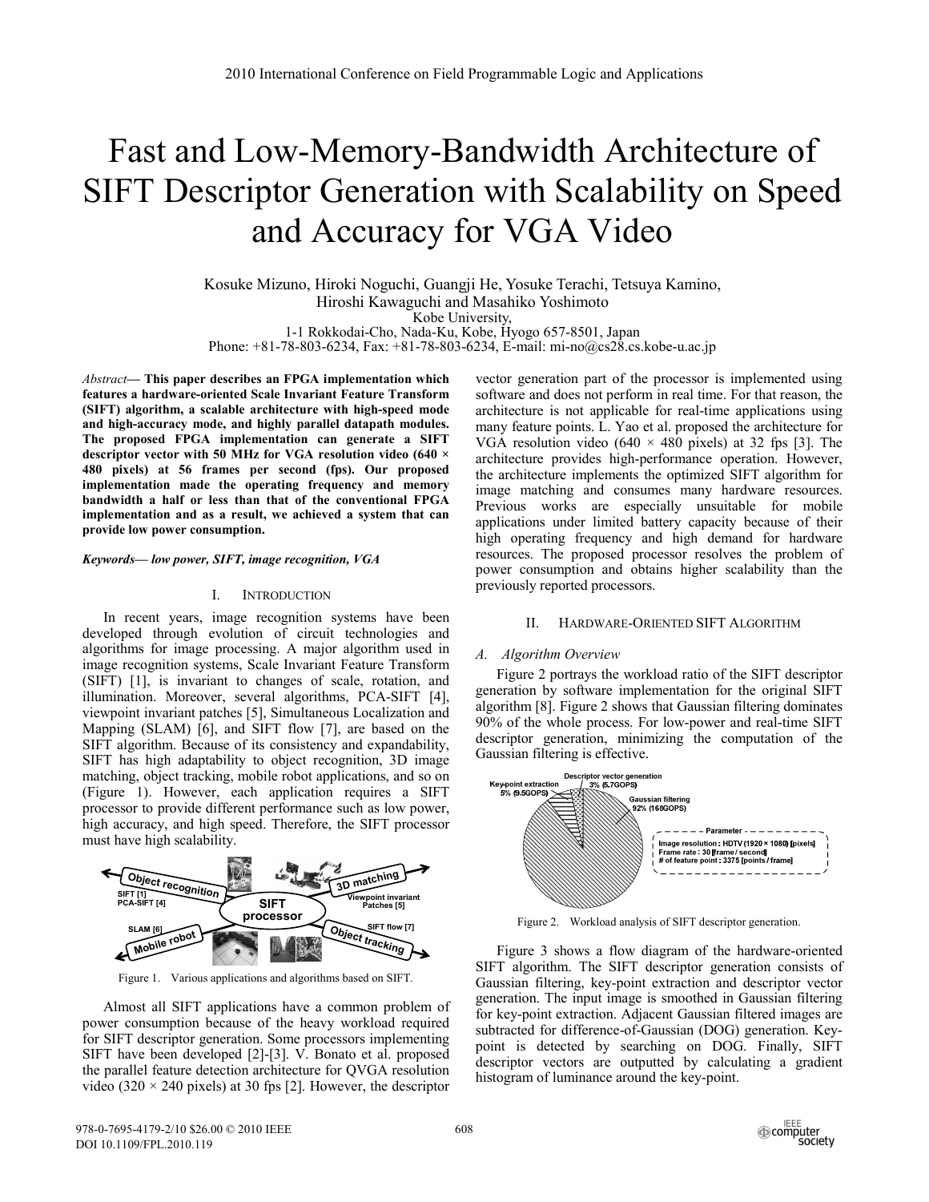# Fast and Low-Memory-Bandwidth Architecture of SIFT Descriptor Generation with Scalability on Speed and Accuracy for VGA Video

Kosuke Mizuno, Hiroki Noguchi, Guangji He, Yosuke Terachi, Tetsuya Kamino,
Hiroshi Kawaguchi and Masahiko Yoshimoto
Kobe University,
1-1 Rokkodai-Cho, Nada-Ku, Kobe, Hyogo 657-8501, Japan
Phone: +81-78-803-6234, Fax: +81-78-803-6234, E-mail: mi-no@cs28.cs.kobe-u.ac.jp

*Abstract*— **This paper describes an FPGA implementation which features a hardware-oriented Scale Invariant Feature Transform (SIFT) algorithm, a scalable architecture with high-speed mode and high-accuracy mode, and highly parallel datapath modules. The proposed FPGA implementation can generate a SIFT descriptor vector with 50 MHz for VGA resolution video (640 × 480 pixels) at 56 frames per second (fps). Our proposed implementation made the operating frequency and memory bandwidth a half or less than that of the conventional FPGA implementation and as a result, we achieved a system that can provide low power consumption.**

***Keywords*— low power, SIFT, image recognition, VGA**

## I. Introduction

In recent years, image recognition systems have been developed through evolution of circuit technologies and algorithms for image processing. A major algorithm used in image recognition systems, Scale Invariant Feature Transform (SIFT) [1], is invariant to changes of scale, rotation, and illumination. Moreover, several algorithms, PCA-SIFT [4], viewpoint invariant patches [5], Simultaneous Localization and Mapping (SLAM) [6], and SIFT flow [7], are based on the SIFT algorithm. Because of its consistency and expandability, SIFT has high adaptability to object recognition, 3D image matching, object tracking, mobile robot applications, and so on (Figure 1). However, each application requires a SIFT processor to provide different performance such as low power, high accuracy, and high speed. Therefore, the SIFT processor must have high scalability.

Figure 1. Various applications and algorithms based on SIFT.

Almost all SIFT applications have a common problem of power consumption because of the heavy workload required for SIFT descriptor generation. Some processors implementing SIFT have been developed [2]-[3]. V. Bonato et al. proposed the parallel feature detection architecture for QVGA resolution video (320 × 240 pixels) at 30 fps [2]. However, the descriptor vector generation part of the processor is implemented using software and does not perform in real time. For that reason, the architecture is not applicable for real-time applications using many feature points. L. Yao et al. proposed the architecture for VGA resolution video (640 × 480 pixels) at 32 fps [3]. The architecture provides high-performance operation. However, the architecture implements the optimized SIFT algorithm for image matching and consumes many hardware resources. Previous works are especially unsuitable for mobile applications under limited battery capacity because of their high operating frequency and high demand for hardware resources. The proposed processor resolves the problem of power consumption and obtains higher scalability than the previously reported processors.

## II. Hardware-Oriented SIFT Algorithm

### A. Algorithm Overview

Figure 2 portrays the workload ratio of the SIFT descriptor generation by software implementation for the original SIFT algorithm [8]. Figure 2 shows that Gaussian filtering dominates 90% of the whole process. For low-power and real-time SIFT descriptor generation, minimizing the computation of the Gaussian filtering is effective.

Figure 2. Workload analysis of SIFT descriptor generation.

Figure 3 shows a flow diagram of the hardware-oriented SIFT algorithm. The SIFT descriptor generation consists of Gaussian filtering, key-point extraction and descriptor vector generation. The input image is smoothed in Gaussian filtering for key-point extraction. Adjacent Gaussian filtered images are subtracted for difference-of-Gaussian (DOG) generation. Key-point is detected by searching on DOG. Finally, SIFT descriptor vectors are outputted by calculating a gradient histogram of luminance around the key-point.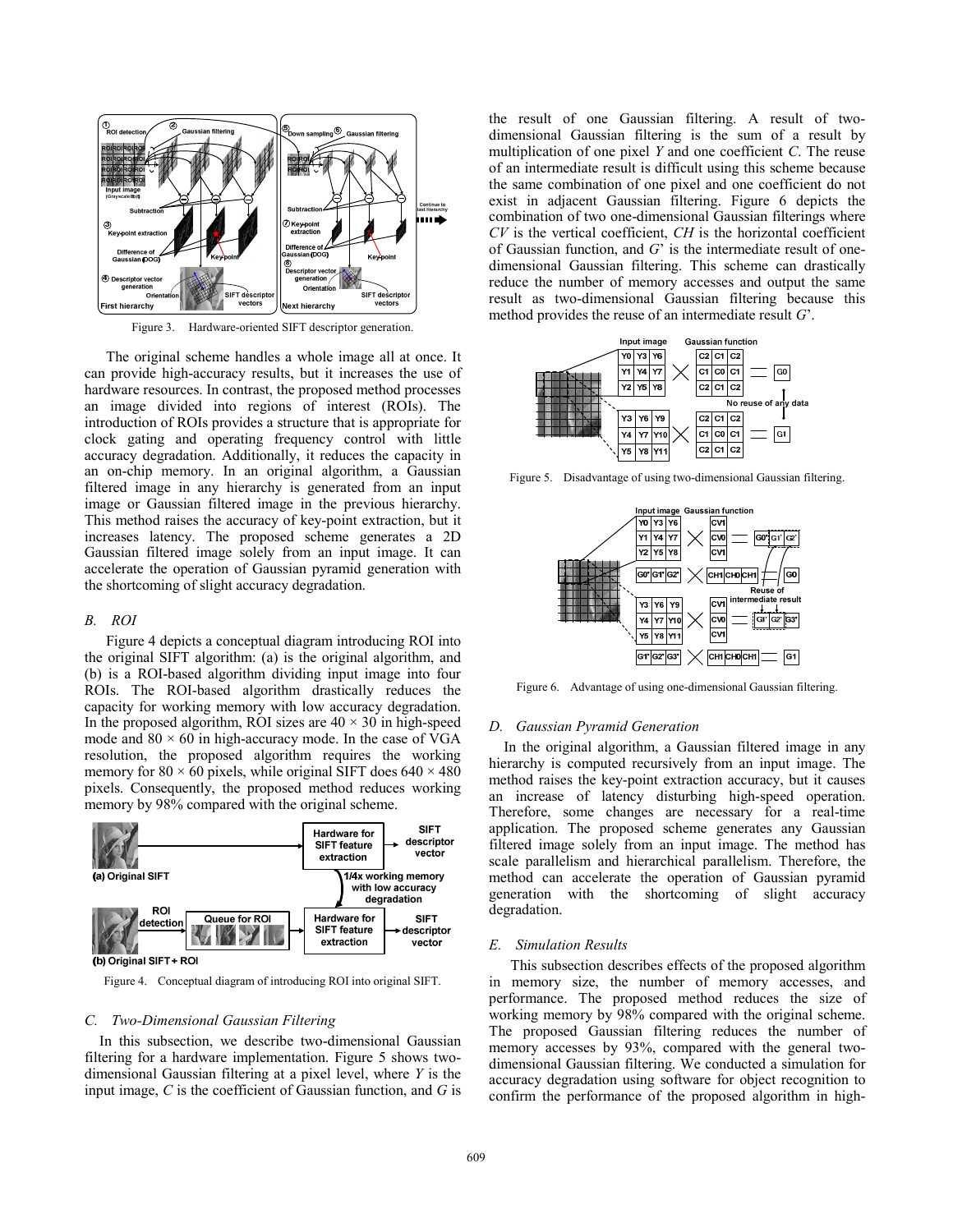Figure 3. Hardware-oriented SIFT descriptor generation.

The original scheme handles a whole image all at once. It can provide high-accuracy results, but it increases the use of hardware resources. In contrast, the proposed method processes an image divided into regions of interest (ROIs). The introduction of ROIs provides a structure that is appropriate for clock gating and operating frequency control with little accuracy degradation. Additionally, it reduces the capacity in an on-chip memory. In an original algorithm, a Gaussian filtered image in any hierarchy is generated from an input image or Gaussian filtered image in the previous hierarchy. This method raises the accuracy of key-point extraction, but it increases latency. The proposed scheme generates a 2D Gaussian filtered image solely from an input image. It can accelerate the operation of Gaussian pyramid generation with the shortcoming of slight accuracy degradation.

## *B. ROI*

Figure 4 depicts a conceptual diagram introducing ROI into the original SIFT algorithm: (a) is the original algorithm, and (b) is a ROI-based algorithm dividing input image into four ROIs. The ROI-based algorithm drastically reduces the capacity for working memory with low accuracy degradation. In the proposed algorithm, ROI sizes are $40 \times 30$ in high-speed mode and $80 \times 60$ in high-accuracy mode. In the case of VGA resolution, the proposed algorithm requires the working memory for $80 \times 60$ pixels, while original SIFT does $640 \times 480$ pixels. Consequently, the proposed method reduces working memory by 98% compared with the original scheme.

Figure 4. Conceptual diagram of introducing ROI into original SIFT.

## *C. Two-Dimensional Gaussian Filtering*

In this subsection, we describe two-dimensional Gaussian filtering for a hardware implementation. Figure 5 shows two-dimensional Gaussian filtering at a pixel level, where *Y* is the input image, *C* is the coefficient of Gaussian function, and *G* is the result of one Gaussian filtering. A result of two-dimensional Gaussian filtering is the sum of a result by multiplication of one pixel *Y* and one coefficient *C*. The reuse of an intermediate result is difficult using this scheme because the same combination of one pixel and one coefficient do not exist in adjacent Gaussian filtering. Figure 6 depicts the combination of two one-dimensional Gaussian filterings where *CV* is the vertical coefficient, *CH* is the horizontal coefficient of Gaussian function, and *G*' is the intermediate result of one-dimensional Gaussian filtering. This scheme can drastically reduce the number of memory accesses and output the same result as two-dimensional Gaussian filtering because this method provides the reuse of an intermediate result *G*'.

Figure 5. Disadvantage of using two-dimensional Gaussian filtering.

Figure 6. Advantage of using one-dimensional Gaussian filtering.

## *D. Gaussian Pyramid Generation*

In the original algorithm, a Gaussian filtered image in any hierarchy is computed recursively from an input image. The method raises the key-point extraction accuracy, but it causes an increase of latency disturbing high-speed operation. Therefore, some changes are necessary for a real-time application. The proposed scheme generates any Gaussian filtered image solely from an input image. The method has scale parallelism and hierarchical parallelism. Therefore, the method can accelerate the operation of Gaussian pyramid generation with the shortcoming of slight accuracy degradation.

## *E. Simulation Results*

This subsection describes effects of the proposed algorithm in memory size, the number of memory accesses, and performance. The proposed method reduces the size of working memory by 98% compared with the original scheme. The proposed Gaussian filtering reduces the number of memory accesses by 93%, compared with the general two-dimensional Gaussian filtering. We conducted a simulation for accuracy degradation using software for object recognition to confirm the performance of the proposed algorithm in high-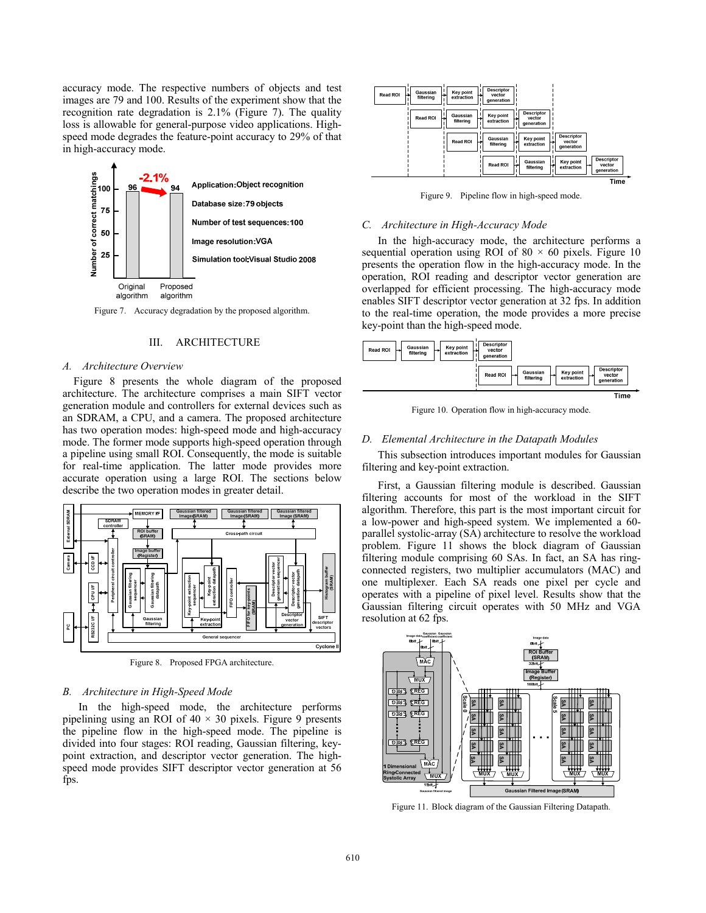accuracy mode. The respective numbers of objects and test images are 79 and 100. Results of the experiment show that the recognition rate degradation is 2.1% (Figure 7). The quality loss is allowable for general-purpose video applications. High-speed mode degrades the feature-point accuracy to 29% of that in high-accuracy mode.

Figure 7. Accuracy degradation by the proposed algorithm.

## III. ARCHITECTURE

### A. Architecture Overview

Figure 8 presents the whole diagram of the proposed architecture. The architecture comprises a main SIFT vector generation module and controllers for external devices such as an SDRAM, a CPU, and a camera. The proposed architecture has two operation modes: high-speed mode and high-accuracy mode. The former mode supports high-speed operation through a pipeline using small ROI. Consequently, the mode is suitable for real-time application. The latter mode provides more accurate operation using a large ROI. The sections below describe the two operation modes in greater detail.

Figure 8. Proposed FPGA architecture.

### B. Architecture in High-Speed Mode

In the high-speed mode, the architecture performs pipelining using an ROI of 40 × 30 pixels. Figure 9 presents the pipeline flow in the high-speed mode. The pipeline is divided into four stages: ROI reading, Gaussian filtering, key-point extraction, and descriptor vector generation. The high-speed mode provides SIFT descriptor vector generation at 56 fps.

Figure 9. Pipeline flow in high-speed mode.

### C. Architecture in High-Accuracy Mode

In the high-accuracy mode, the architecture performs a sequential operation using ROI of 80 × 60 pixels. Figure 10 presents the operation flow in the high-accuracy mode. In the operation, ROI reading and descriptor vector generation are overlapped for efficient processing. The high-accuracy mode enables SIFT descriptor vector generation at 32 fps. In addition to the real-time operation, the mode provides a more precise key-point than the high-speed mode.

Figure 10. Operation flow in high-accuracy mode.

### D. Elemental Architecture in the Datapath Modules

This subsection introduces important modules for Gaussian filtering and key-point extraction.

First, a Gaussian filtering module is described. Gaussian filtering accounts for most of the workload in the SIFT algorithm. Therefore, this part is the most important circuit for a low-power and high-speed system. We implemented a 60-parallel systolic-array (SA) architecture to resolve the workload problem. Figure 11 shows the block diagram of Gaussian filtering module comprising 60 SAs. In fact, an SA has ring-connected registers, two multiplier accumulators (MAC) and one multiplexer. Each SA reads one pixel per cycle and operates with a pipeline of pixel level. Results show that the Gaussian filtering circuit operates with 50 MHz and VGA resolution at 62 fps.

Figure 11. Block diagram of the Gaussian Filtering Datapath.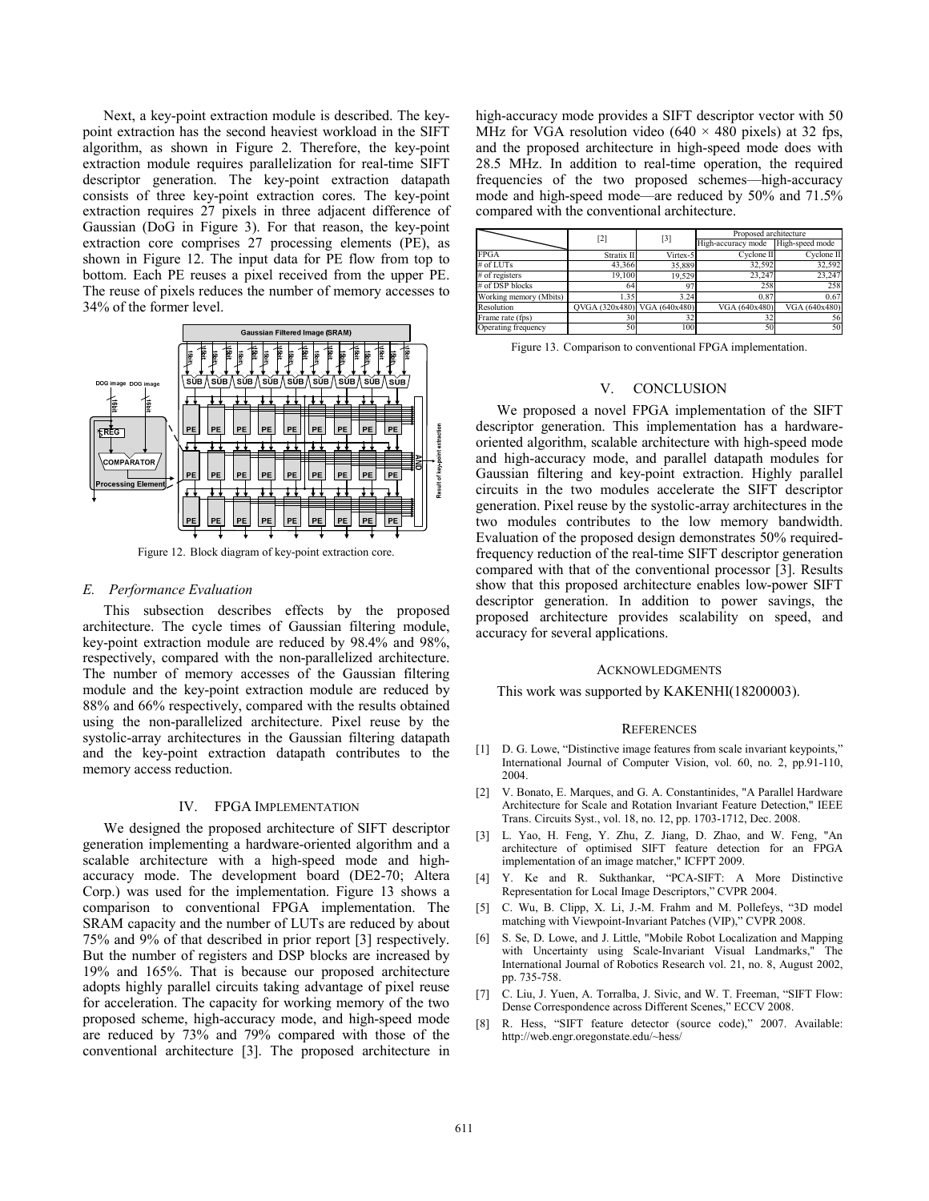Next, a key-point extraction module is described. The key-point extraction has the second heaviest workload in the SIFT algorithm, as shown in Figure 2. Therefore, the key-point extraction module requires parallelization for real-time SIFT descriptor generation. The key-point extraction datapath consists of three key-point extraction cores. The key-point extraction requires 27 pixels in three adjacent difference of Gaussian (DoG in Figure 3). For that reason, the key-point extraction core comprises 27 processing elements (PE), as shown in Figure 12. The input data for PE flow from top to bottom. Each PE reuses a pixel received from the upper PE. The reuse of pixels reduces the number of memory accesses to 34% of the former level.

Gaussian Filtered Image (SRAM)
16bit 16bit 16bit 16bit 16bit 16bit 16bit 16bit 16bit 16bit 16bit 16bit 16bit 16bit 16bit 16bit 16bit 16bit
SUB SUB SUB SUB SUB SUB SUB SUB SUB
DOG image DOG image
16bit 16bit
REG
COMPARATOR
Processing Element
PE PE PE PE PE PE PE PE PE
PE PE PE PE PE PE PE PE PE
PE PE PE PE PE PE PE PE PE
AND
Result of key-point extraction

Figure 12. Block diagram of key-point extraction core.

### *E. Performance Evaluation*

This subsection describes effects by the proposed architecture. The cycle times of Gaussian filtering module, key-point extraction module are reduced by 98.4% and 98%, respectively, compared with the non-parallelized architecture. The number of memory accesses of the Gaussian filtering module and the key-point extraction module are reduced by 88% and 66% respectively, compared with the results obtained using the non-parallelized architecture. Pixel reuse by the systolic-array architectures in the Gaussian filtering datapath and the key-point extraction datapath contributes to the memory access reduction.

## IV. FPGA IMPLEMENTATION

We designed the proposed architecture of SIFT descriptor generation implementing a hardware-oriented algorithm and a scalable architecture with a high-speed mode and high-accuracy mode. The development board (DE2-70; Altera Corp.) was used for the implementation. Figure 13 shows a comparison to conventional FPGA implementation. The SRAM capacity and the number of LUTs are reduced by about 75% and 9% of that described in prior report [3] respectively. But the number of registers and DSP blocks are increased by 19% and 165%. That is because our proposed architecture adopts highly parallel circuits taking advantage of pixel reuse for acceleration. The capacity for working memory of the two proposed scheme, high-accuracy mode, and high-speed mode are reduced by 73% and 79% compared with those of the conventional architecture [3]. The proposed architecture in high-accuracy mode provides a SIFT descriptor vector with 50 MHz for VGA resolution video ($640 \times 480$ pixels) at 32 fps, and the proposed architecture in high-speed mode does with 28.5 MHz. In addition to real-time operation, the required frequencies of the two proposed schemes—high-accuracy mode and high-speed mode—are reduced by 50% and 71.5% compared with the conventional architecture.

| | [2] | [3] | Proposed architecture | |
|---|---|---|---|---|
| | | | High-accuracy mode | High-speed mode |
| FPGA | Stratix II | Virtex-5 | Cyclone II | Cyclone II |
| # of LUTs | 43,366 | 35,889 | 32,592 | 32,592 |
| # of registers | 19,100 | 19,529 | 23,247 | 23,247 |
| # of DSP blocks | 64 | 97 | 258 | 258 |
| Working memory (Mbits) | 1.35 | 3.24 | 0.87 | 0.67 |
| Resolution | QVGA (320x480) | VGA (640x480) | VGA (640x480) | VGA (640x480) |
| Frame rate (fps) | 30 | 32 | 32 | 56 |
| Operating frequency | 50 | 100 | 50 | 50 |

Figure 13. Comparison to conventional FPGA implementation.

## V. CONCLUSION

We proposed a novel FPGA implementation of the SIFT descriptor generation. This implementation has a hardware-oriented algorithm, scalable architecture with high-speed mode and high-accuracy mode, and parallel datapath modules for Gaussian filtering and key-point extraction. Highly parallel circuits in the two modules accelerate the SIFT descriptor generation. Pixel reuse by the systolic-array architectures in the two modules contributes to the low memory bandwidth. Evaluation of the proposed design demonstrates 50% required-frequency reduction of the real-time SIFT descriptor generation compared with that of the conventional processor [3]. Results show that this proposed architecture enables low-power SIFT descriptor generation. In addition to power savings, the proposed architecture provides scalability on speed, and accuracy for several applications.

## ACKNOWLEDGMENTS

This work was supported by KAKENHI(18200003).

## REFERENCES

[1] D. G. Lowe, "Distinctive image features from scale invariant keypoints," International Journal of Computer Vision, vol. 60, no. 2, pp.91-110, 2004.

[2] V. Bonato, E. Marques, and G. A. Constantinides, "A Parallel Hardware Architecture for Scale and Rotation Invariant Feature Detection," IEEE Trans. Circuits Syst., vol. 18, no. 12, pp. 1703-1712, Dec. 2008.

[3] L. Yao, H. Feng, Y. Zhu, Z. Jiang, D. Zhao, and W. Feng, "An architecture of optimised SIFT feature detection for an FPGA implementation of an image matcher," ICFPT 2009.

[4] Y. Ke and R. Sukthankar, "PCA-SIFT: A More Distinctive Representation for Local Image Descriptors," CVPR 2004.

[5] C. Wu, B. Clipp, X. Li, J.-M. Frahm and M. Pollefeys, "3D model matching with Viewpoint-Invariant Patches (VIP)," CVPR 2008.

[6] S. Se, D. Lowe, and J. Little, "Mobile Robot Localization and Mapping with Uncertainty using Scale-Invariant Visual Landmarks," The International Journal of Robotics Research vol. 21, no. 8, August 2002, pp. 735-758.

[7] C. Liu, J. Yuen, A. Torralba, J. Sivic, and W. T. Freeman, "SIFT Flow: Dense Correspondence across Different Scenes," ECCV 2008.

[8] R. Hess, "SIFT feature detector (source code)," 2007. Available: http://web.engr.oregonstate.edu/~hess/